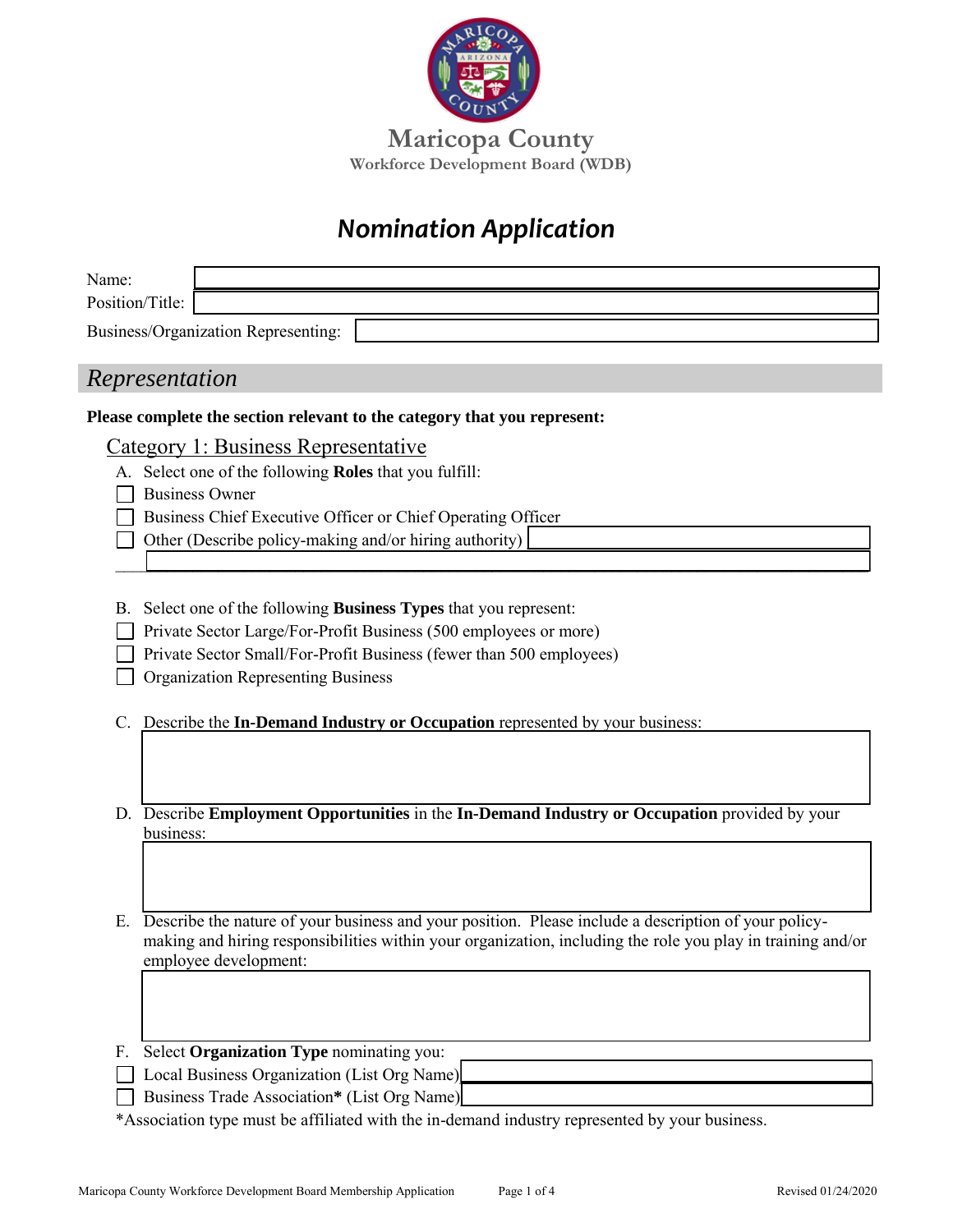# Maricopa County

Workforce Development Board (WDB)

## *Nomination Application*

Name: \_\_\_\_\_\_\_\_\_\_\_\_\_\_\_\_

Position/Title: \_\_\_\_\_\_\_\_\_\_\_\_\_\_\_\_

Business/Organization Representing: \_\_\_\_\_\_\_\_\_\_\_\_\_\_\_\_

## *Representation*

**Please complete the section relevant to the category that you represent:**

### Category 1: Business Representative

A. Select one of the following **Roles** that you fulfill:

- ☐ Business Owner
- ☐ Business Chief Executive Officer or Chief Operating Officer
- ☐ Other (Describe policy-making and/or hiring authority) \_\_\_\_\_\_\_\_\_\_\_\_\_\_\_\_

B. Select one of the following **Business Types** that you represent:

- ☐ Private Sector Large/For-Profit Business (500 employees or more)
- ☐ Private Sector Small/For-Profit Business (fewer than 500 employees)
- ☐ Organization Representing Business

C. Describe the **In-Demand Industry or Occupation** represented by your business:

D. Describe **Employment Opportunities** in the **In-Demand Industry or Occupation** provided by your business:

E. Describe the nature of your business and your position. Please include a description of your policy-making and hiring responsibilities within your organization, including the role you play in training and/or employee development:

F. Select **Organization Type** nominating you:

- ☐ Local Business Organization (List Org Name) \_\_\_\_\_\_\_\_\_\_\_\_\_\_\_\_
- ☐ Business Trade Association**\*** (List Org Name) \_\_\_\_\_\_\_\_\_\_\_\_\_\_\_\_

*Association type must be affiliated with the in-demand industry represented by your business.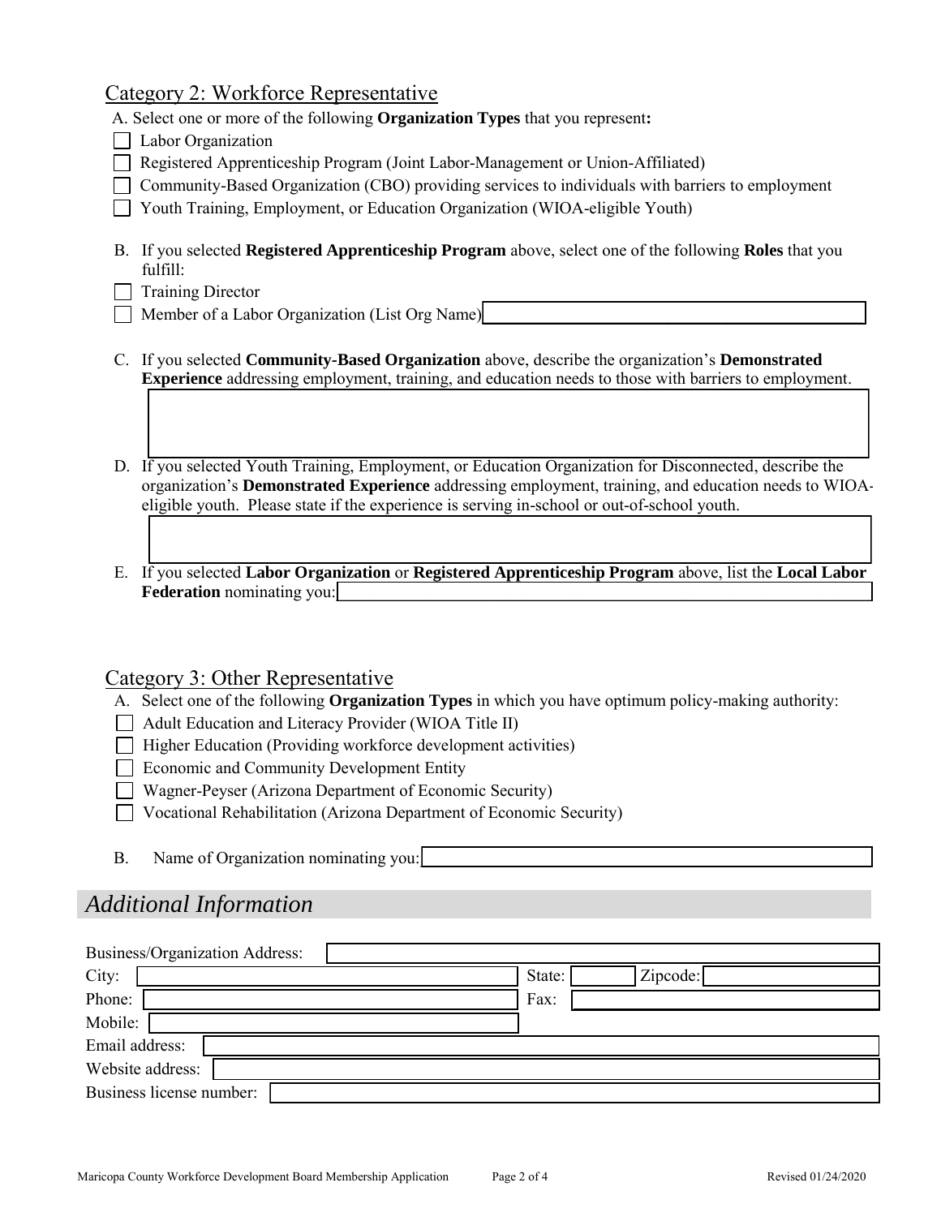## Category 2: Workforce Representative

A. Select one or more of the following **Organization Types** that you represent**:**

- ☐ Labor Organization
- ☐ Registered Apprenticeship Program (Joint Labor-Management or Union-Affiliated)
- ☐ Community-Based Organization (CBO) providing services to individuals with barriers to employment
- ☐ Youth Training, Employment, or Education Organization (WIOA-eligible Youth)

B. If you selected **Registered Apprenticeship Program** above, select one of the following **Roles** that you fulfill:

- ☐ Training Director
- ☐ Member of a Labor Organization (List Org Name) ____________________

C. If you selected **Community-Based Organization** above, describe the organization's **Demonstrated Experience** addressing employment, training, and education needs to those with barriers to employment.

____________________

D. If you selected Youth Training, Employment, or Education Organization for Disconnected, describe the organization's **Demonstrated Experience** addressing employment, training, and education needs to WIOA-eligible youth. Please state if the experience is serving in-school or out-of-school youth.

____________________

E. If you selected **Labor Organization** or **Registered Apprenticeship Program** above, list the **Local Labor Federation** nominating you: ____________________

## Category 3: Other Representative

A. Select one of the following **Organization Types** in which you have optimum policy-making authority:

- ☐ Adult Education and Literacy Provider (WIOA Title II)
- ☐ Higher Education (Providing workforce development activities)
- ☐ Economic and Community Development Entity
- ☐ Wagner-Peyser (Arizona Department of Economic Security)
- ☐ Vocational Rehabilitation (Arizona Department of Economic Security)

B. Name of Organization nominating you: ____________________

## *Additional Information*

Business/Organization Address: ____________________

City: ____________________ State: ________ Zipcode: ____________

Phone: ____________________ Fax: ____________________

Mobile: ____________________

Email address: ____________________

Website address: ____________________

Business license number: ____________________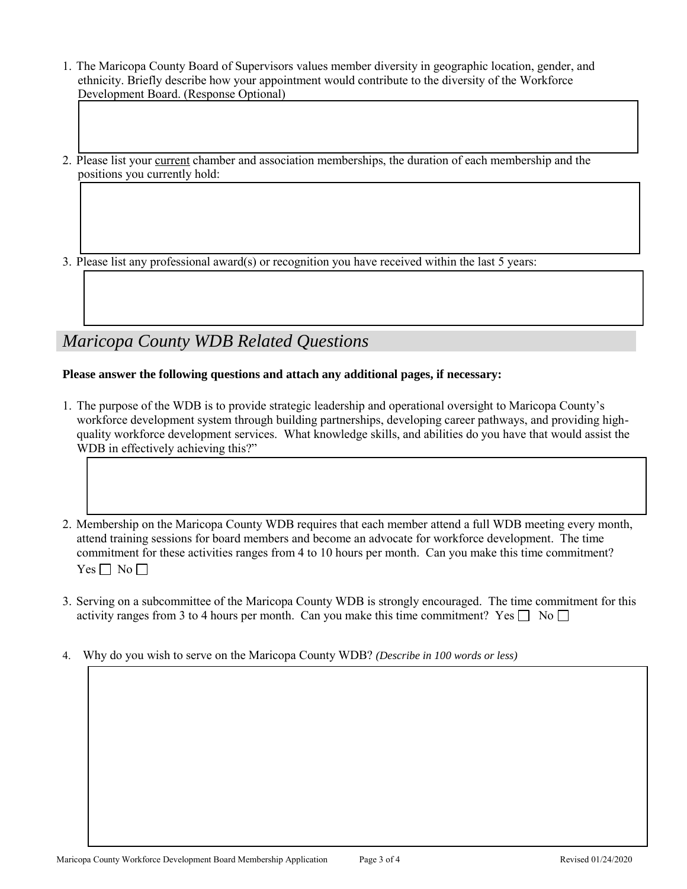1. The Maricopa County Board of Supervisors values member diversity in geographic location, gender, and ethnicity. Briefly describe how your appointment would contribute to the diversity of the Workforce Development Board. (Response Optional)

2. Please list your current chamber and association memberships, the duration of each membership and the positions you currently hold:

3. Please list any professional award(s) or recognition you have received within the last 5 years:

## *Maricopa County WDB Related Questions*

**Please answer the following questions and attach any additional pages, if necessary:**

1. The purpose of the WDB is to provide strategic leadership and operational oversight to Maricopa County's workforce development system through building partnerships, developing career pathways, and providing high-quality workforce development services. What knowledge skills, and abilities do you have that would assist the WDB in effectively achieving this?"

2. Membership on the Maricopa County WDB requires that each member attend a full WDB meeting every month, attend training sessions for board members and become an advocate for workforce development. The time commitment for these activities ranges from 4 to 10 hours per month. Can you make this time commitment? Yes ☐ No ☐

3. Serving on a subcommittee of the Maricopa County WDB is strongly encouraged. The time commitment for this activity ranges from 3 to 4 hours per month. Can you make this time commitment? Yes ☐ No ☐

4. Why do you wish to serve on the Maricopa County WDB? *(Describe in 100 words or less)*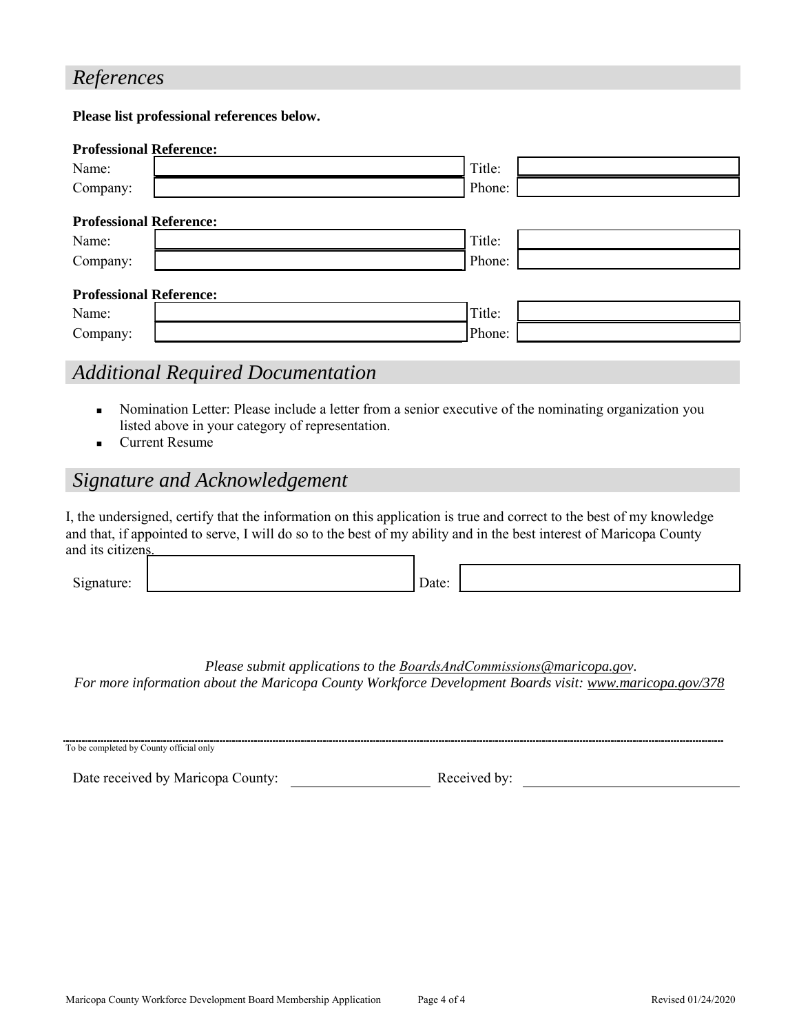## *References*

**Please list professional references below.**

**Professional Reference:**

| | | | |
|---|---|---|---|
| Name: | | Title: | |
| Company: | | Phone: | |

**Professional Reference:**

| | | | |
|---|---|---|---|
| Name: | | Title: | |
| Company: | | Phone: | |

**Professional Reference:**

| | | | |
|---|---|---|---|
| Name: | | Title: | |
| Company: | | Phone: | |

## *Additional Required Documentation*

- Nomination Letter: Please include a letter from a senior executive of the nominating organization you listed above in your category of representation.
- Current Resume

## *Signature and Acknowledgement*

I, the undersigned, certify that the information on this application is true and correct to the best of my knowledge and that, if appointed to serve, I will do so to the best of my ability and in the best interest of Maricopa County and its citizens.

| | | | |
|---|---|---|---|
| Signature: | | Date: | |

*Please submit applications to the BoardsAndCommissions@maricopa.gov.*
*For more information about the Maricopa County Workforce Development Boards visit: www.maricopa.gov/378*

---

To be completed by County official only

Date received by Maricopa County: ____________________ Received by: ______________________________